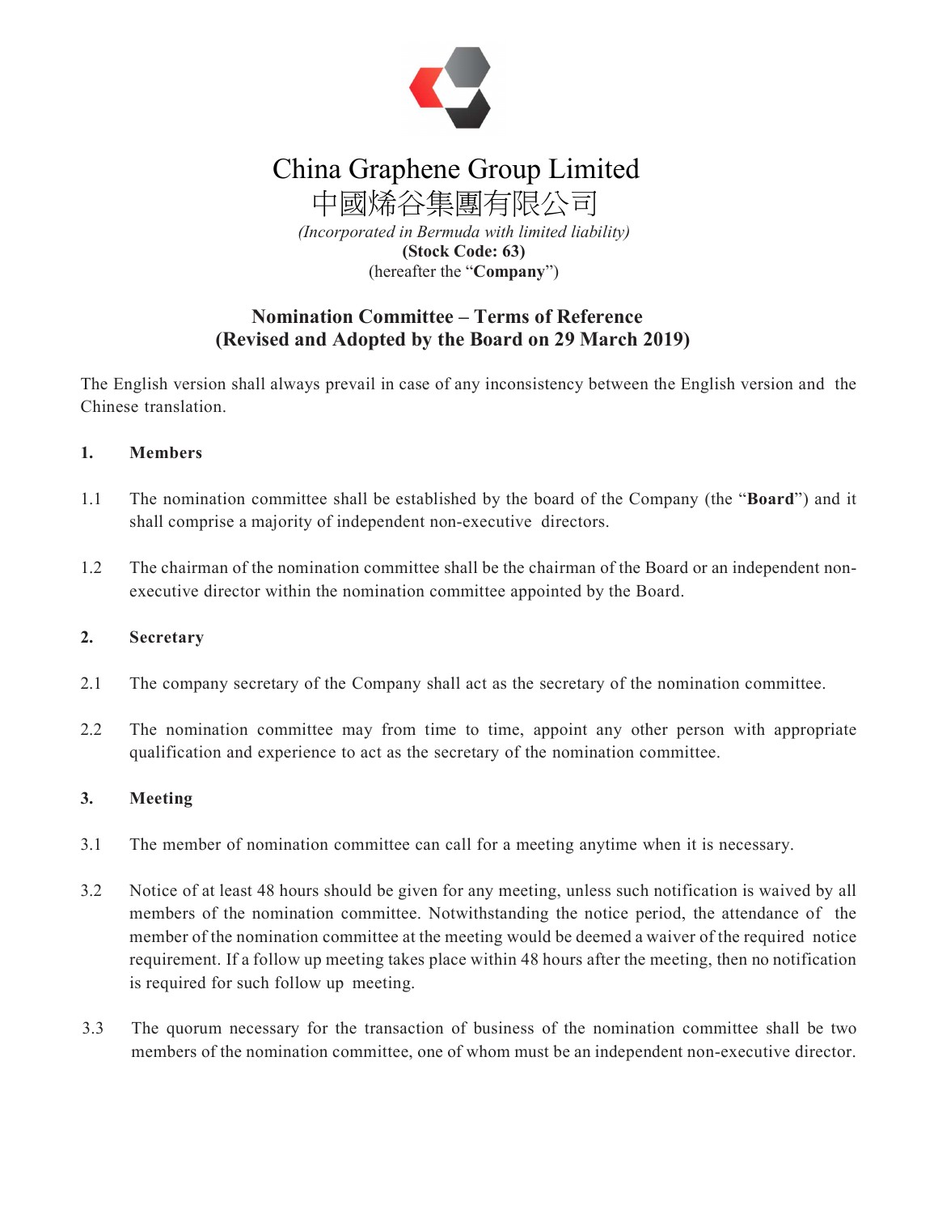# China Graphene Group Limited

# 中國烯谷集團有限公司

*(Incorporated in Bermuda with limited liability)*

**(Stock Code: 63)**

(hereafter the "**Company**")

## Nomination Committee – Terms of Reference
## (Revised and Adopted by the Board on 29 March 2019)

The English version shall always prevail in case of any inconsistency between the English version and the Chinese translation.

### 1. Members

1.1 The nomination committee shall be established by the board of the Company (the "**Board**") and it shall comprise a majority of independent non-executive directors.

1.2 The chairman of the nomination committee shall be the chairman of the Board or an independent non-executive director within the nomination committee appointed by the Board.

### 2. Secretary

2.1 The company secretary of the Company shall act as the secretary of the nomination committee.

2.2 The nomination committee may from time to time, appoint any other person with appropriate qualification and experience to act as the secretary of the nomination committee.

### 3. Meeting

3.1 The member of nomination committee can call for a meeting anytime when it is necessary.

3.2 Notice of at least 48 hours should be given for any meeting, unless such notification is waived by all members of the nomination committee. Notwithstanding the notice period, the attendance of the member of the nomination committee at the meeting would be deemed a waiver of the required notice requirement. If a follow up meeting takes place within 48 hours after the meeting, then no notification is required for such follow up meeting.

3.3 The quorum necessary for the transaction of business of the nomination committee shall be two members of the nomination committee, one of whom must be an independent non-executive director.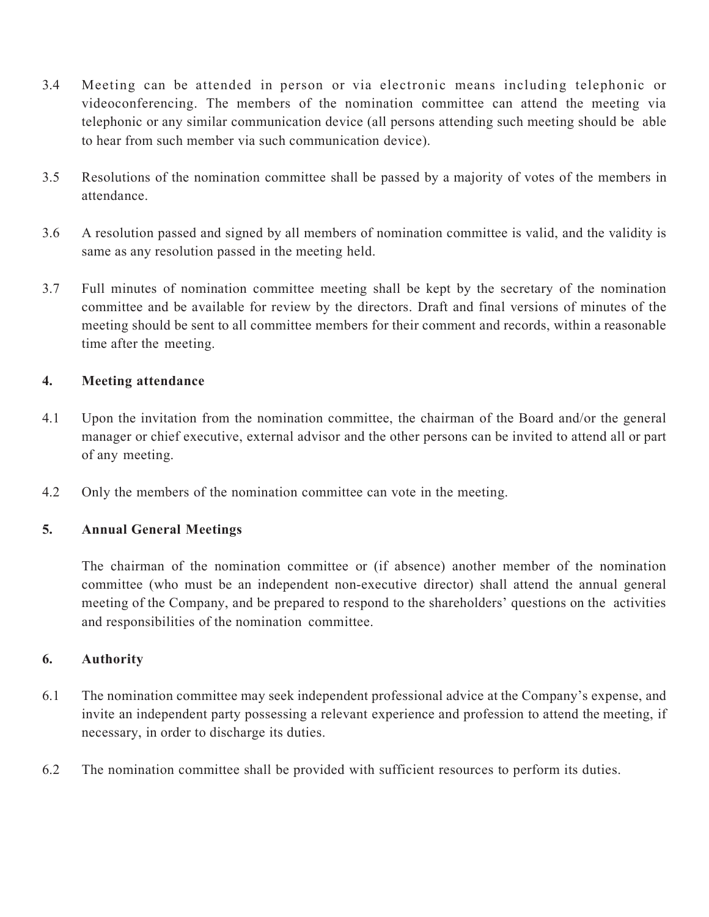3.4 Meeting can be attended in person or via electronic means including telephonic or videoconferencing. The members of the nomination committee can attend the meeting via telephonic or any similar communication device (all persons attending such meeting should be able to hear from such member via such communication device).

3.5 Resolutions of the nomination committee shall be passed by a majority of votes of the members in attendance.

3.6 A resolution passed and signed by all members of nomination committee is valid, and the validity is same as any resolution passed in the meeting held.

3.7 Full minutes of nomination committee meeting shall be kept by the secretary of the nomination committee and be available for review by the directors. Draft and final versions of minutes of the meeting should be sent to all committee members for their comment and records, within a reasonable time after the meeting.

## 4. Meeting attendance

4.1 Upon the invitation from the nomination committee, the chairman of the Board and/or the general manager or chief executive, external advisor and the other persons can be invited to attend all or part of any meeting.

4.2 Only the members of the nomination committee can vote in the meeting.

## 5. Annual General Meetings

The chairman of the nomination committee or (if absence) another member of the nomination committee (who must be an independent non-executive director) shall attend the annual general meeting of the Company, and be prepared to respond to the shareholders' questions on the activities and responsibilities of the nomination committee.

## 6. Authority

6.1 The nomination committee may seek independent professional advice at the Company's expense, and invite an independent party possessing a relevant experience and profession to attend the meeting, if necessary, in order to discharge its duties.

6.2 The nomination committee shall be provided with sufficient resources to perform its duties.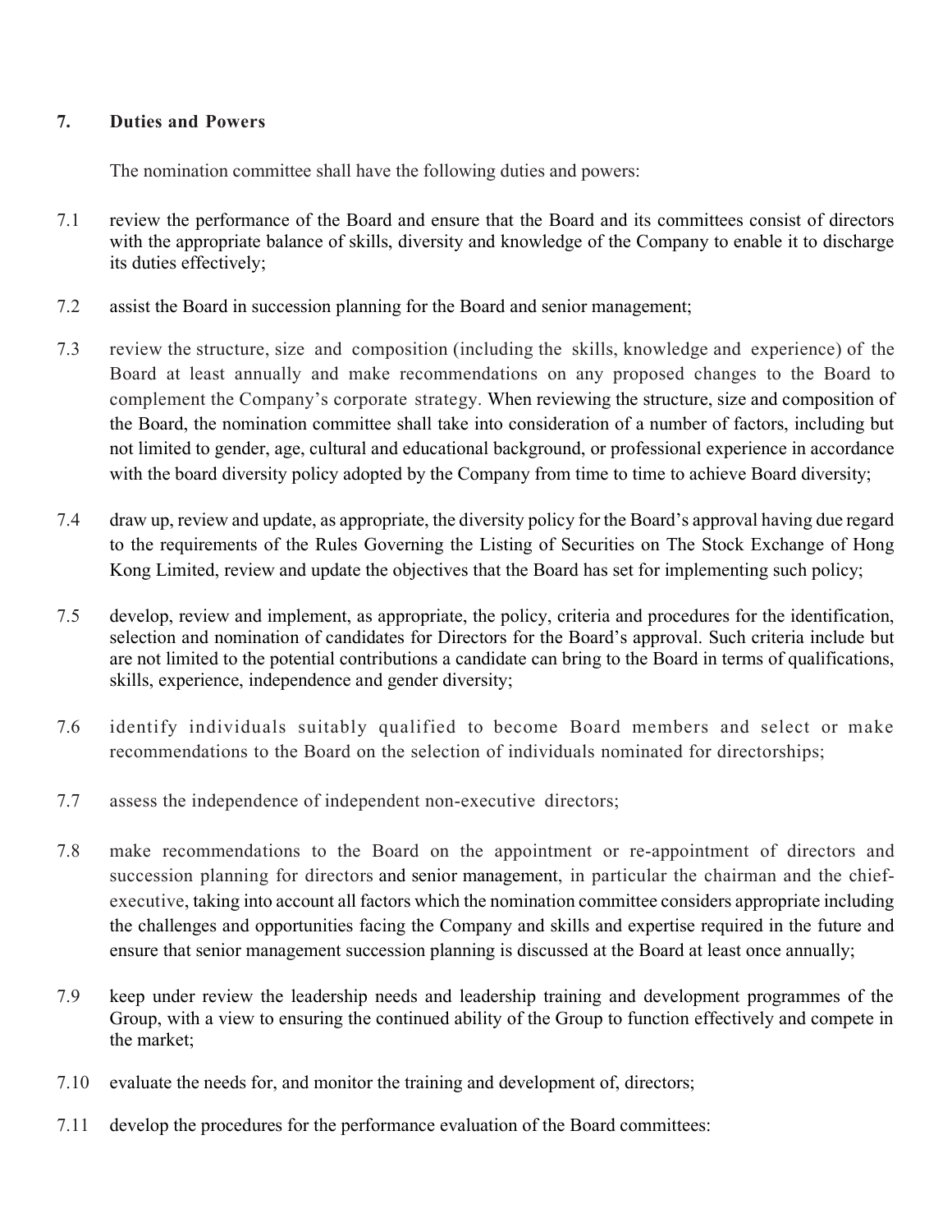## 7. Duties and Powers

The nomination committee shall have the following duties and powers:

7.1 review the performance of the Board and ensure that the Board and its committees consist of directors with the appropriate balance of skills, diversity and knowledge of the Company to enable it to discharge its duties effectively;

7.2 assist the Board in succession planning for the Board and senior management;

7.3 review the structure, size and composition (including the skills, knowledge and experience) of the Board at least annually and make recommendations on any proposed changes to the Board to complement the Company's corporate strategy. When reviewing the structure, size and composition of the Board, the nomination committee shall take into consideration of a number of factors, including but not limited to gender, age, cultural and educational background, or professional experience in accordance with the board diversity policy adopted by the Company from time to time to achieve Board diversity;

7.4 draw up, review and update, as appropriate, the diversity policy for the Board's approval having due regard to the requirements of the Rules Governing the Listing of Securities on The Stock Exchange of Hong Kong Limited, review and update the objectives that the Board has set for implementing such policy;

7.5 develop, review and implement, as appropriate, the policy, criteria and procedures for the identification, selection and nomination of candidates for Directors for the Board's approval. Such criteria include but are not limited to the potential contributions a candidate can bring to the Board in terms of qualifications, skills, experience, independence and gender diversity;

7.6 identify individuals suitably qualified to become Board members and select or make recommendations to the Board on the selection of individuals nominated for directorships;

7.7 assess the independence of independent non-executive directors;

7.8 make recommendations to the Board on the appointment or re-appointment of directors and succession planning for directors and senior management, in particular the chairman and the chief-executive, taking into account all factors which the nomination committee considers appropriate including the challenges and opportunities facing the Company and skills and expertise required in the future and ensure that senior management succession planning is discussed at the Board at least once annually;

7.9 keep under review the leadership needs and leadership training and development programmes of the Group, with a view to ensuring the continued ability of the Group to function effectively and compete in the market;

7.10 evaluate the needs for, and monitor the training and development of, directors;

7.11 develop the procedures for the performance evaluation of the Board committees: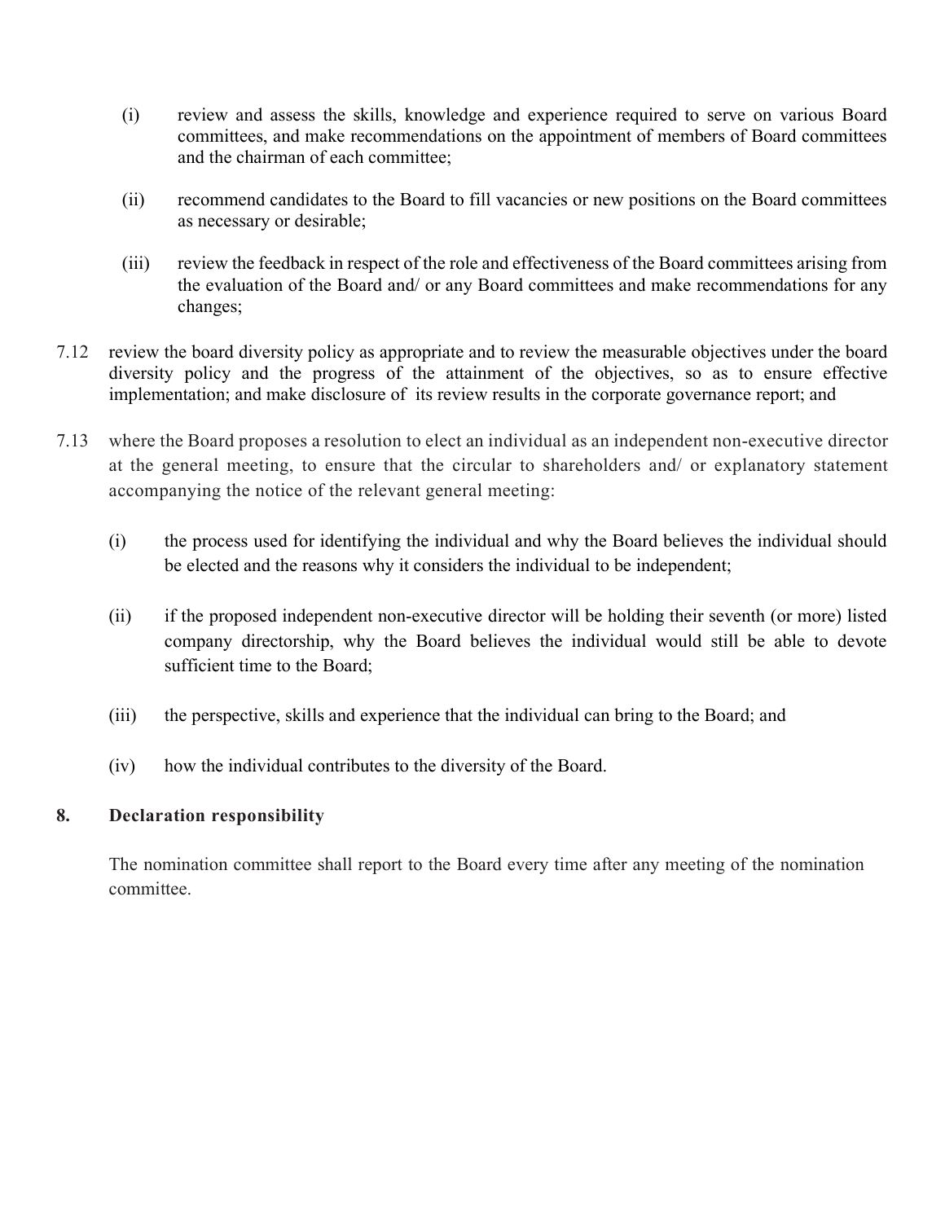(i) review and assess the skills, knowledge and experience required to serve on various Board committees, and make recommendations on the appointment of members of Board committees and the chairman of each committee;

(ii) recommend candidates to the Board to fill vacancies or new positions on the Board committees as necessary or desirable;

(iii) review the feedback in respect of the role and effectiveness of the Board committees arising from the evaluation of the Board and/ or any Board committees and make recommendations for any changes;

7.12 review the board diversity policy as appropriate and to review the measurable objectives under the board diversity policy and the progress of the attainment of the objectives, so as to ensure effective implementation; and make disclosure of its review results in the corporate governance report; and

7.13 where the Board proposes a resolution to elect an individual as an independent non-executive director at the general meeting, to ensure that the circular to shareholders and/ or explanatory statement accompanying the notice of the relevant general meeting:

(i) the process used for identifying the individual and why the Board believes the individual should be elected and the reasons why it considers the individual to be independent;

(ii) if the proposed independent non-executive director will be holding their seventh (or more) listed company directorship, why the Board believes the individual would still be able to devote sufficient time to the Board;

(iii) the perspective, skills and experience that the individual can bring to the Board; and

(iv) how the individual contributes to the diversity of the Board.

## 8. Declaration responsibility

The nomination committee shall report to the Board every time after any meeting of the nomination committee.